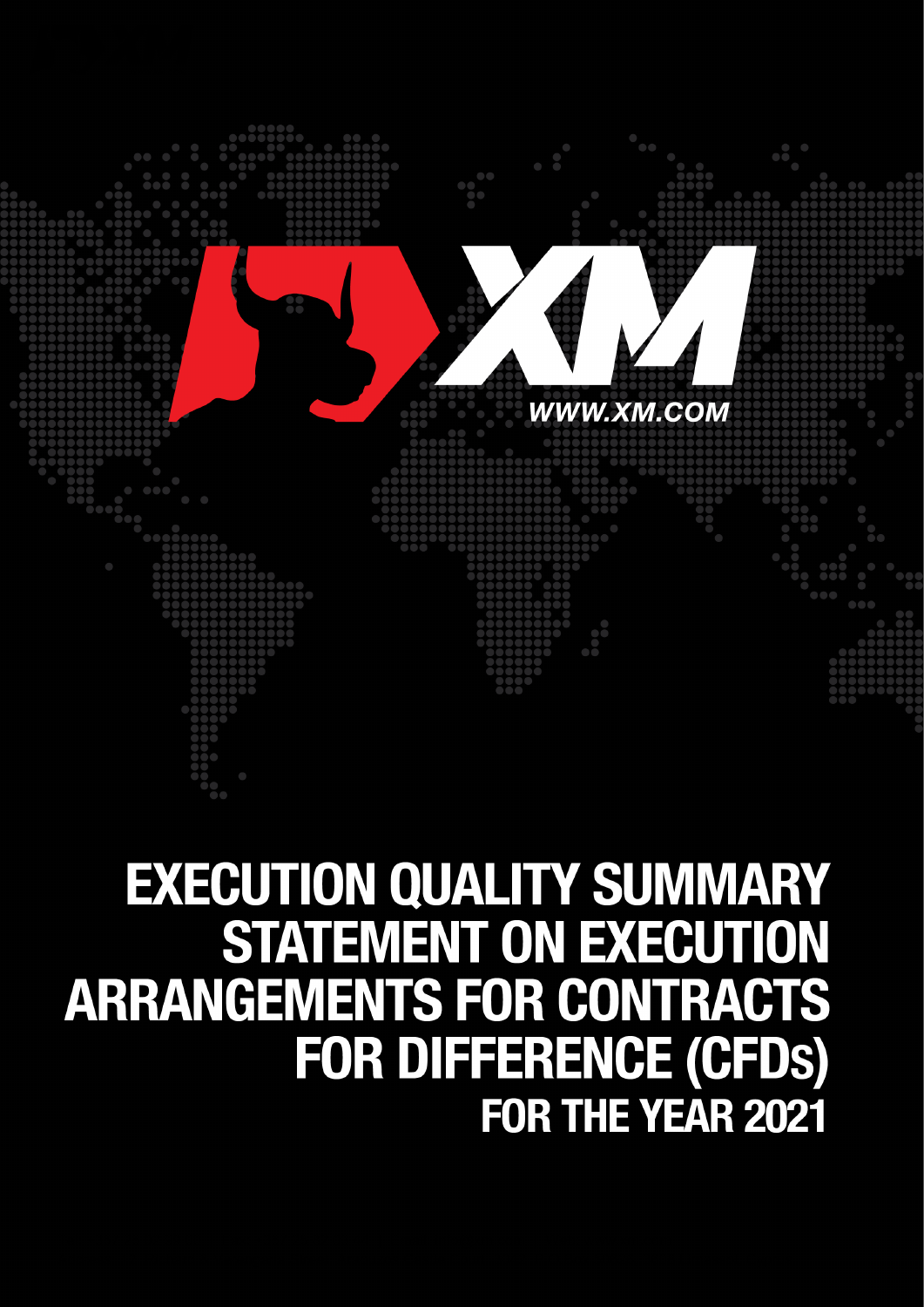WWW.XM.COM

# EXECUTION QUALITY SUMMARY STATEMENT ON EXECUTION ARRANGEMENTS FOR CONTRACTS FOR DIFFERENCE (CFDs) FOR THE YEAR 2021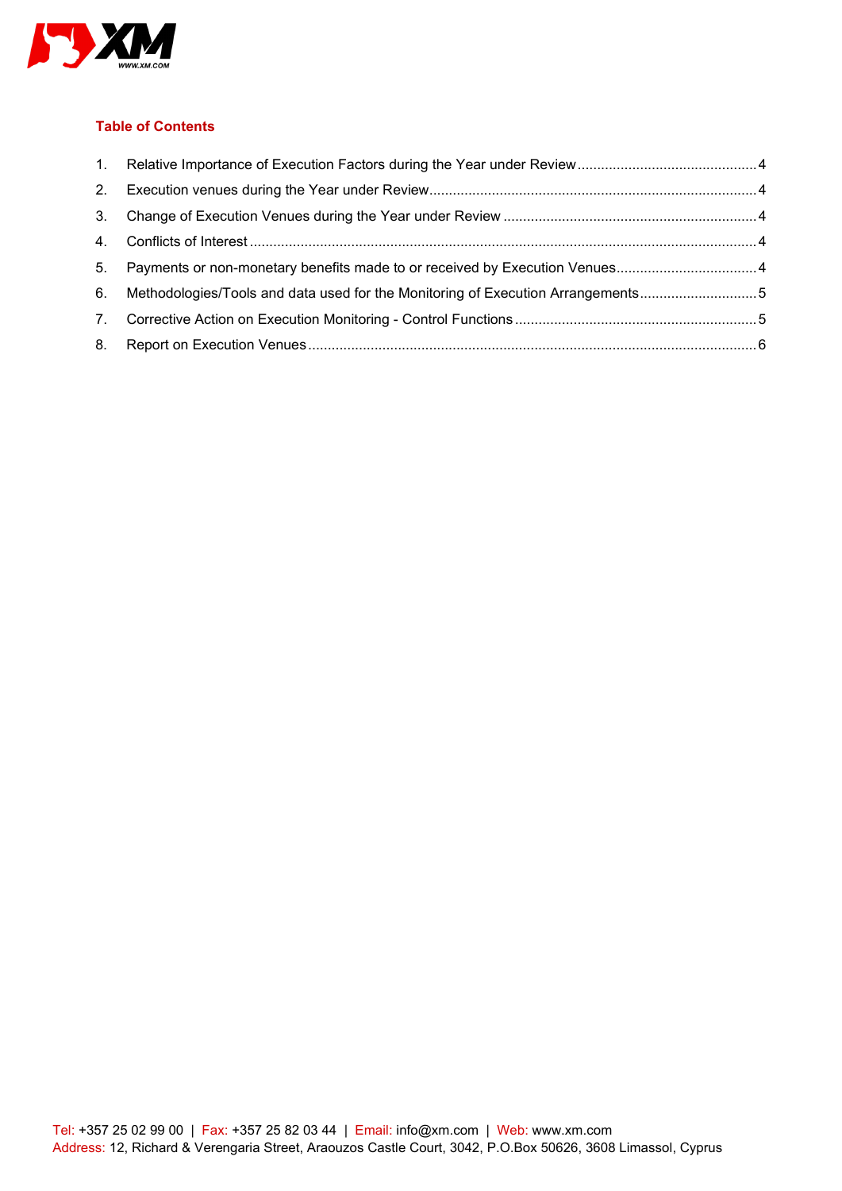## Table of Contents

1. Relative Importance of Execution Factors during the Year under Review ........ 4
2. Execution venues during the Year under Review ........ 4
3. Change of Execution Venues during the Year under Review ........ 4
4. Conflicts of Interest ........ 4
5. Payments or non-monetary benefits made to or received by Execution Venues ........ 4
6. Methodologies/Tools and data used for the Monitoring of Execution Arrangements ........ 5
7. Corrective Action on Execution Monitoring - Control Functions ........ 5
8. Report on Execution Venues ........ 6

Tel: +357 25 02 99 00 | Fax: +357 25 82 03 44 | Email: info@xm.com | Web: www.xm.com
Address: 12, Richard & Verengaria Street, Araouzos Castle Court, 3042, P.O.Box 50626, 3608 Limassol, Cyprus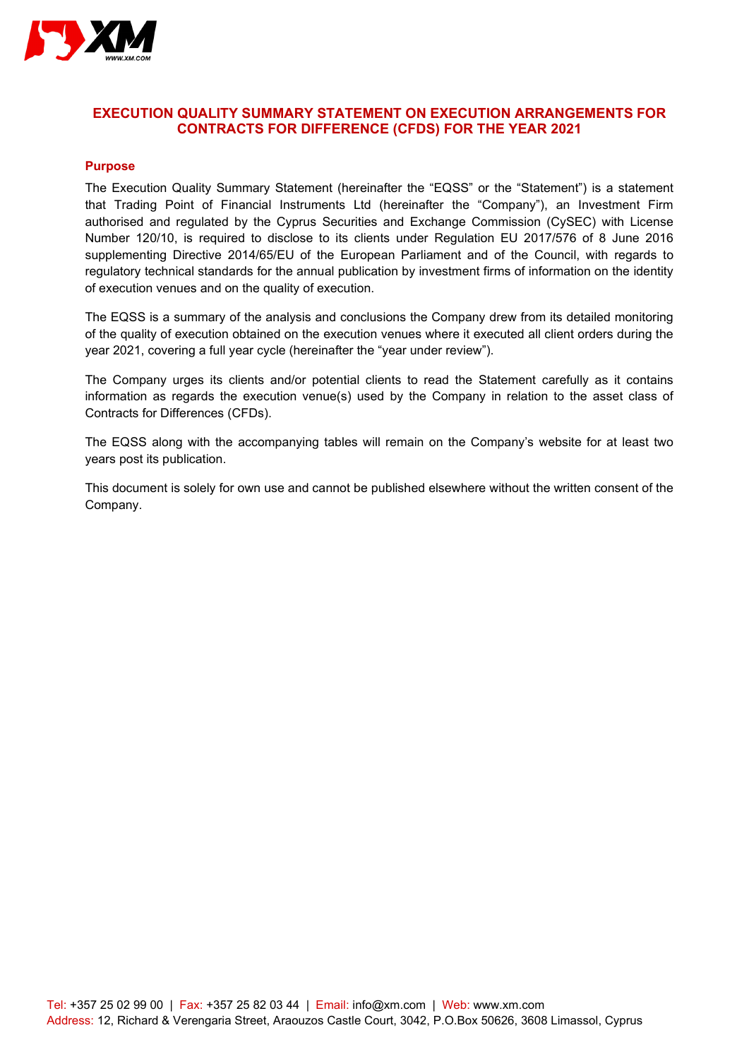# EXECUTION QUALITY SUMMARY STATEMENT ON EXECUTION ARRANGEMENTS FOR CONTRACTS FOR DIFFERENCE (CFDS) FOR THE YEAR 2021

## Purpose

The Execution Quality Summary Statement (hereinafter the "EQSS" or the "Statement") is a statement that Trading Point of Financial Instruments Ltd (hereinafter the "Company"), an Investment Firm authorised and regulated by the Cyprus Securities and Exchange Commission (CySEC) with License Number 120/10, is required to disclose to its clients under Regulation EU 2017/576 of 8 June 2016 supplementing Directive 2014/65/EU of the European Parliament and of the Council, with regards to regulatory technical standards for the annual publication by investment firms of information on the identity of execution venues and on the quality of execution.

The EQSS is a summary of the analysis and conclusions the Company drew from its detailed monitoring of the quality of execution obtained on the execution venues where it executed all client orders during the year 2021, covering a full year cycle (hereinafter the "year under review").

The Company urges its clients and/or potential clients to read the Statement carefully as it contains information as regards the execution venue(s) used by the Company in relation to the asset class of Contracts for Differences (CFDs).

The EQSS along with the accompanying tables will remain on the Company's website for at least two years post its publication.

This document is solely for own use and cannot be published elsewhere without the written consent of the Company.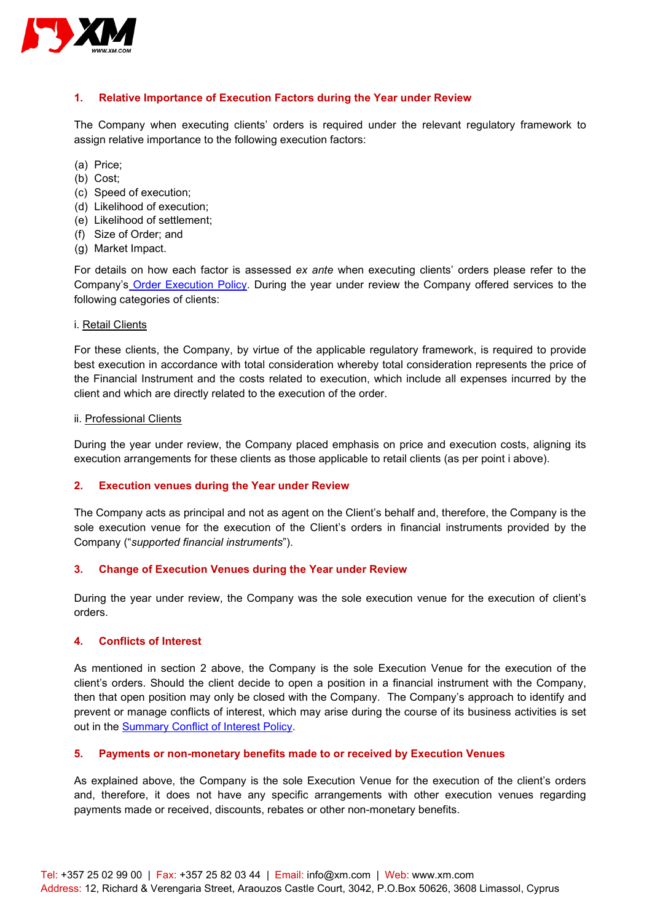## 1. Relative Importance of Execution Factors during the Year under Review

The Company when executing clients' orders is required under the relevant regulatory framework to assign relative importance to the following execution factors:

(a) Price;
(b) Cost;
(c) Speed of execution;
(d) Likelihood of execution;
(e) Likelihood of settlement;
(f) Size of Order; and
(g) Market Impact.

For details on how each factor is assessed *ex ante* when executing clients' orders please refer to the Company's [Order Execution Policy](). During the year under review the Company offered services to the following categories of clients:

i. Retail Clients

For these clients, the Company, by virtue of the applicable regulatory framework, is required to provide best execution in accordance with total consideration whereby total consideration represents the price of the Financial Instrument and the costs related to execution, which include all expenses incurred by the client and which are directly related to the execution of the order.

ii. Professional Clients

During the year under review, the Company placed emphasis on price and execution costs, aligning its execution arrangements for these clients as those applicable to retail clients (as per point i above).

## 2. Execution venues during the Year under Review

The Company acts as principal and not as agent on the Client's behalf and, therefore, the Company is the sole execution venue for the execution of the Client's orders in financial instruments provided by the Company ("*supported financial instruments*").

## 3. Change of Execution Venues during the Year under Review

During the year under review, the Company was the sole execution venue for the execution of client's orders.

## 4. Conflicts of Interest

As mentioned in section 2 above, the Company is the sole Execution Venue for the execution of the client's orders. Should the client decide to open a position in a financial instrument with the Company, then that open position may only be closed with the Company. The Company's approach to identify and prevent or manage conflicts of interest, which may arise during the course of its business activities is set out in the [Summary Conflict of Interest Policy]().

## 5. Payments or non-monetary benefits made to or received by Execution Venues

As explained above, the Company is the sole Execution Venue for the execution of the client's orders and, therefore, it does not have any specific arrangements with other execution venues regarding payments made or received, discounts, rebates or other non-monetary benefits.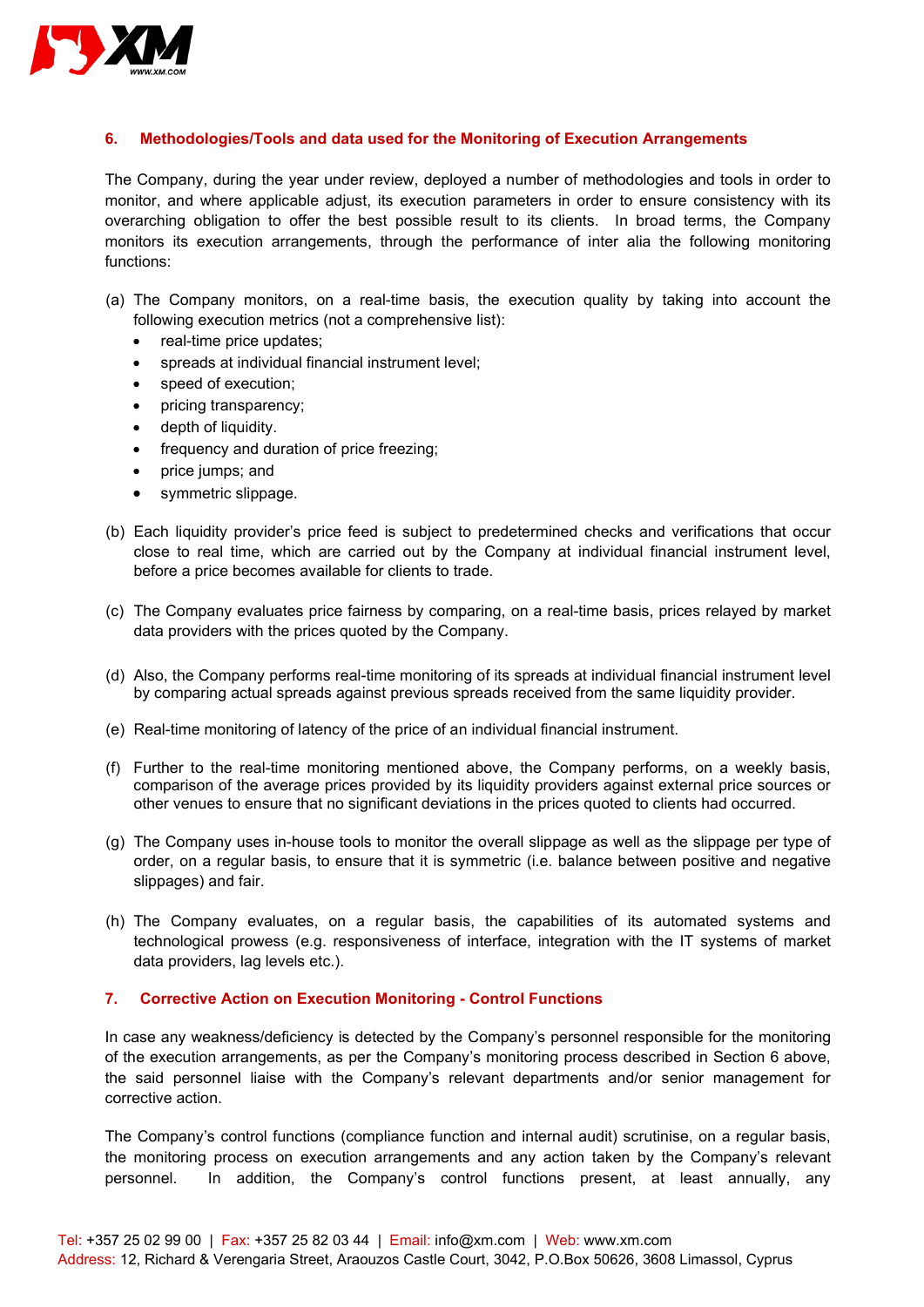## 6. Methodologies/Tools and data used for the Monitoring of Execution Arrangements

The Company, during the year under review, deployed a number of methodologies and tools in order to monitor, and where applicable adjust, its execution parameters in order to ensure consistency with its overarching obligation to offer the best possible result to its clients. In broad terms, the Company monitors its execution arrangements, through the performance of inter alia the following monitoring functions:

(a) The Company monitors, on a real-time basis, the execution quality by taking into account the following execution metrics (not a comprehensive list):
- real-time price updates;
- spreads at individual financial instrument level;
- speed of execution;
- pricing transparency;
- depth of liquidity.
- frequency and duration of price freezing;
- price jumps; and
- symmetric slippage.

(b) Each liquidity provider's price feed is subject to predetermined checks and verifications that occur close to real time, which are carried out by the Company at individual financial instrument level, before a price becomes available for clients to trade.

(c) The Company evaluates price fairness by comparing, on a real-time basis, prices relayed by market data providers with the prices quoted by the Company.

(d) Also, the Company performs real-time monitoring of its spreads at individual financial instrument level by comparing actual spreads against previous spreads received from the same liquidity provider.

(e) Real-time monitoring of latency of the price of an individual financial instrument.

(f) Further to the real-time monitoring mentioned above, the Company performs, on a weekly basis, comparison of the average prices provided by its liquidity providers against external price sources or other venues to ensure that no significant deviations in the prices quoted to clients had occurred.

(g) The Company uses in-house tools to monitor the overall slippage as well as the slippage per type of order, on a regular basis, to ensure that it is symmetric (i.e. balance between positive and negative slippages) and fair.

(h) The Company evaluates, on a regular basis, the capabilities of its automated systems and technological prowess (e.g. responsiveness of interface, integration with the IT systems of market data providers, lag levels etc.).

## 7. Corrective Action on Execution Monitoring - Control Functions

In case any weakness/deficiency is detected by the Company's personnel responsible for the monitoring of the execution arrangements, as per the Company's monitoring process described in Section 6 above, the said personnel liaise with the Company's relevant departments and/or senior management for corrective action.

The Company's control functions (compliance function and internal audit) scrutinise, on a regular basis, the monitoring process on execution arrangements and any action taken by the Company's relevant personnel. In addition, the Company's control functions present, at least annually, any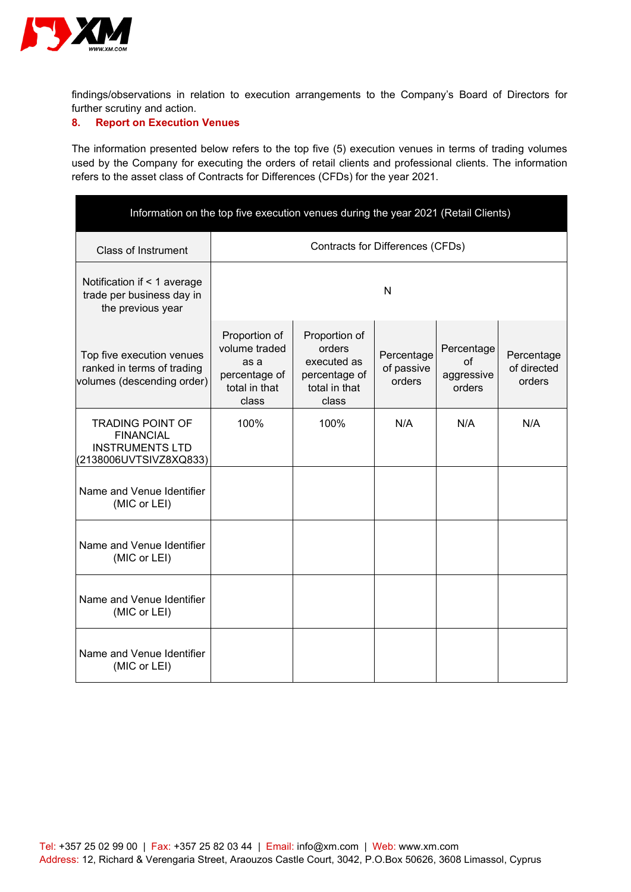findings/observations in relation to execution arrangements to the Company's Board of Directors for further scrutiny and action.

## 8. Report on Execution Venues

The information presented below refers to the top five (5) execution venues in terms of trading volumes used by the Company for executing the orders of retail clients and professional clients. The information refers to the asset class of Contracts for Differences (CFDs) for the year 2021.

| Information on the top five execution venues during the year 2021 (Retail Clients) | | | | | |
|---|---|---|---|---|---|
| Class of Instrument | Contracts for Differences (CFDs) | | | | |
| Notification if < 1 average trade per business day in the previous year | N | | | | |
| Top five execution venues ranked in terms of trading volumes (descending order) | Proportion of volume traded as a percentage of total in that class | Proportion of orders executed as percentage of total in that class | Percentage of passive orders | Percentage of aggressive orders | Percentage of directed orders |
| TRADING POINT OF FINANCIAL INSTRUMENTS LTD (2138006UVTSIVZ8XQ833) | 100% | 100% | N/A | N/A | N/A |
| Name and Venue Identifier (MIC or LEI) | | | | | |
| Name and Venue Identifier (MIC or LEI) | | | | | |
| Name and Venue Identifier (MIC or LEI) | | | | | |
| Name and Venue Identifier (MIC or LEI) | | | | | |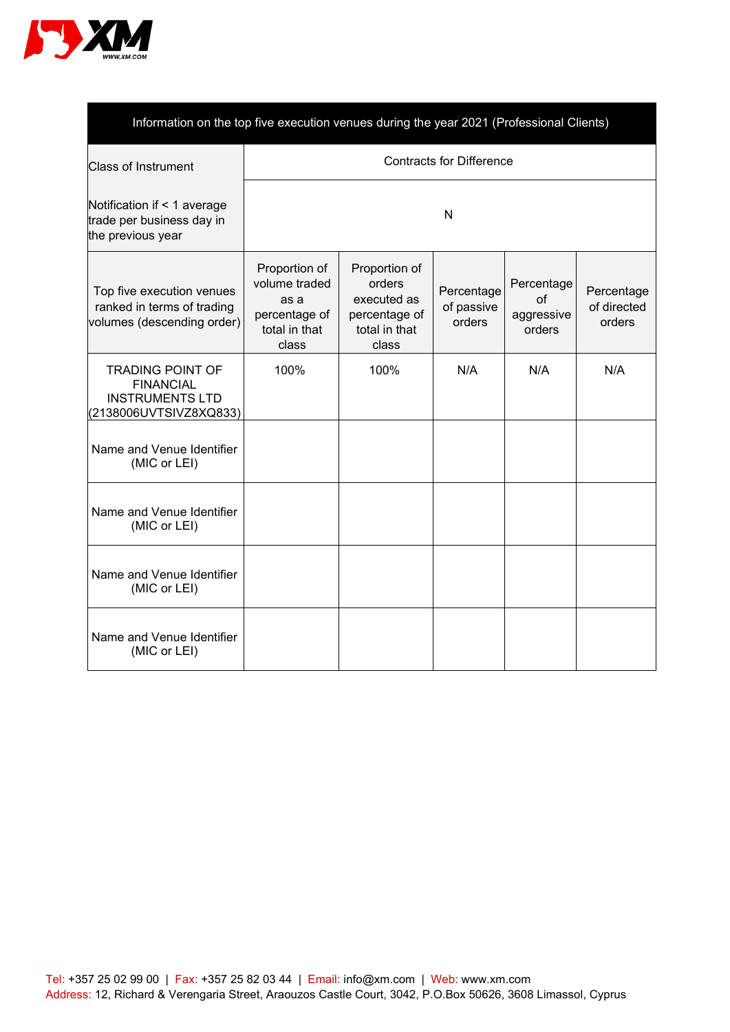| Information on the top five execution venues during the year 2021 (Professional Clients) | | | | | |
|---|---|---|---|---|---|
| Class of Instrument | Contracts for Difference | | | | |
| Notification if < 1 average trade per business day in the previous year | N | | | | |
| Top five execution venues ranked in terms of trading volumes (descending order) | Proportion of volume traded as a percentage of total in that class | Proportion of orders executed as percentage of total in that class | Percentage of passive orders | Percentage of aggressive orders | Percentage of directed orders |
| TRADING POINT OF FINANCIAL INSTRUMENTS LTD (2138006UVTSIVZ8XQ833) | 100% | 100% | N/A | N/A | N/A |
| Name and Venue Identifier (MIC or LEI) | | | | | |
| Name and Venue Identifier (MIC or LEI) | | | | | |
| Name and Venue Identifier (MIC or LEI) | | | | | |
| Name and Venue Identifier (MIC or LEI) | | | | | |

Tel: +357 25 02 99 00 | Fax: +357 25 82 03 44 | Email: info@xm.com | Web: www.xm.com
Address: 12, Richard & Verengaria Street, Araouzos Castle Court, 3042, P.O.Box 50626, 3608 Limassol, Cyprus